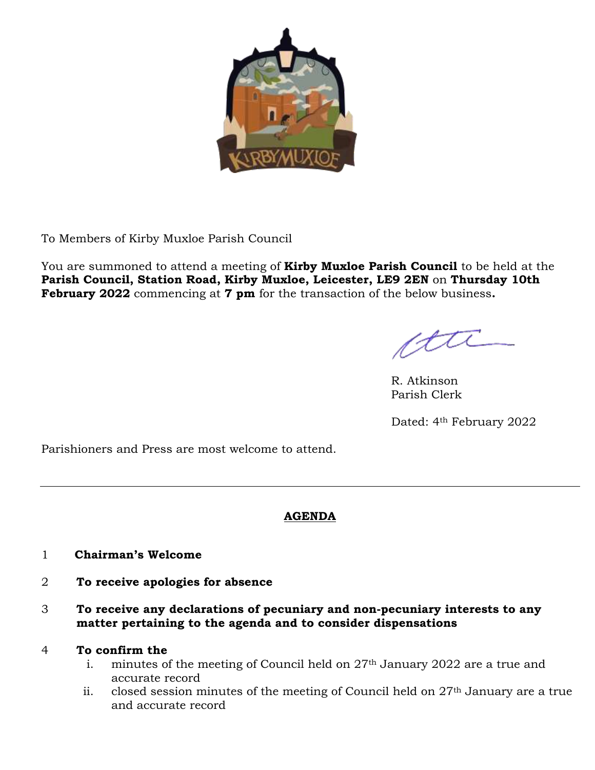To Members of Kirby Muxloe Parish Council

You are summoned to attend a meeting of **Kirby Muxloe Parish Council** to be held at the **Parish Council, Station Road, Kirby Muxloe, Leicester, LE9 2EN** on **Thursday 10th February 2022** commencing at **7 pm** for the transaction of the below business**.**

R. Atkinson
Parish Clerk

Dated: 4th February 2022

Parishioners and Press are most welcome to attend.

---

## AGENDA

1 **Chairman's Welcome**

2 **To receive apologies for absence**

3 **To receive any declarations of pecuniary and non-pecuniary interests to any matter pertaining to the agenda and to consider dispensations**

4 **To confirm the**
   i. minutes of the meeting of Council held on 27th January 2022 are a true and accurate record
   ii. closed session minutes of the meeting of Council held on 27th January are a true and accurate record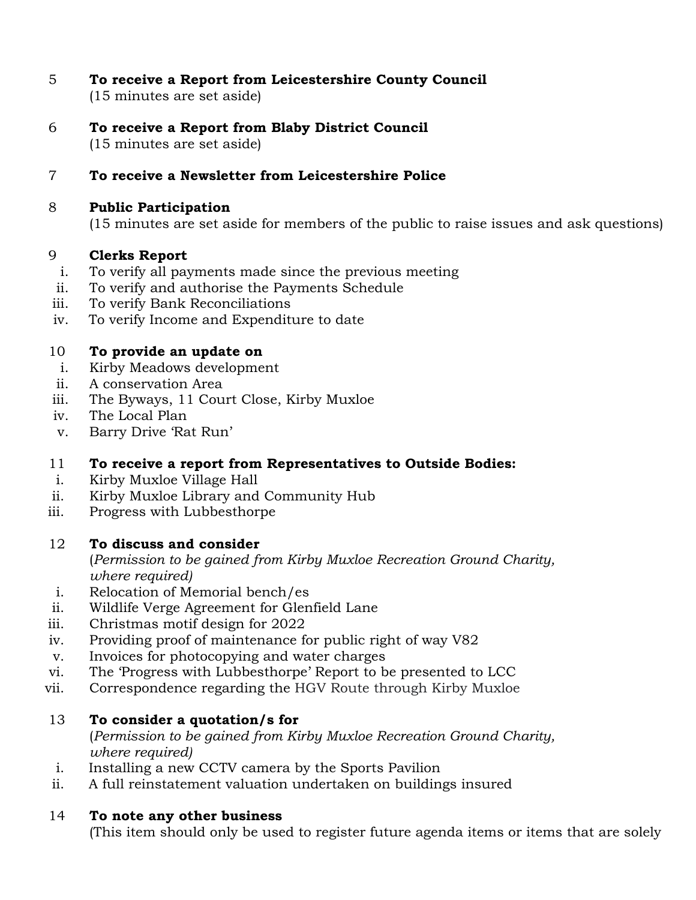5 **To receive a Report from Leicestershire County Council**
(15 minutes are set aside)

6 **To receive a Report from Blaby District Council**
(15 minutes are set aside)

7 **To receive a Newsletter from Leicestershire Police**

8 **Public Participation**
(15 minutes are set aside for members of the public to raise issues and ask questions)

9 **Clerks Report**

i. To verify all payments made since the previous meeting
ii. To verify and authorise the Payments Schedule
iii. To verify Bank Reconciliations
iv. To verify Income and Expenditure to date

10 **To provide an update on**

i. Kirby Meadows development
ii. A conservation Area
iii. The Byways, 11 Court Close, Kirby Muxloe
iv. The Local Plan
v. Barry Drive 'Rat Run'

11 **To receive a report from Representatives to Outside Bodies:**

i. Kirby Muxloe Village Hall
ii. Kirby Muxloe Library and Community Hub
iii. Progress with Lubbesthorpe

12 **To discuss and consider**
(*Permission to be gained from Kirby Muxloe Recreation Ground Charity, where required)*

i. Relocation of Memorial bench/es
ii. Wildlife Verge Agreement for Glenfield Lane
iii. Christmas motif design for 2022
iv. Providing proof of maintenance for public right of way V82
v. Invoices for photocopying and water charges
vi. The 'Progress with Lubbesthorpe' Report to be presented to LCC
vii. Correspondence regarding the HGV Route through Kirby Muxloe

13 **To consider a quotation/s for**
(*Permission to be gained from Kirby Muxloe Recreation Ground Charity, where required)*

i. Installing a new CCTV camera by the Sports Pavilion
ii. A full reinstatement valuation undertaken on buildings insured

14 **To note any other business**
(This item should only be used to register future agenda items or items that are solely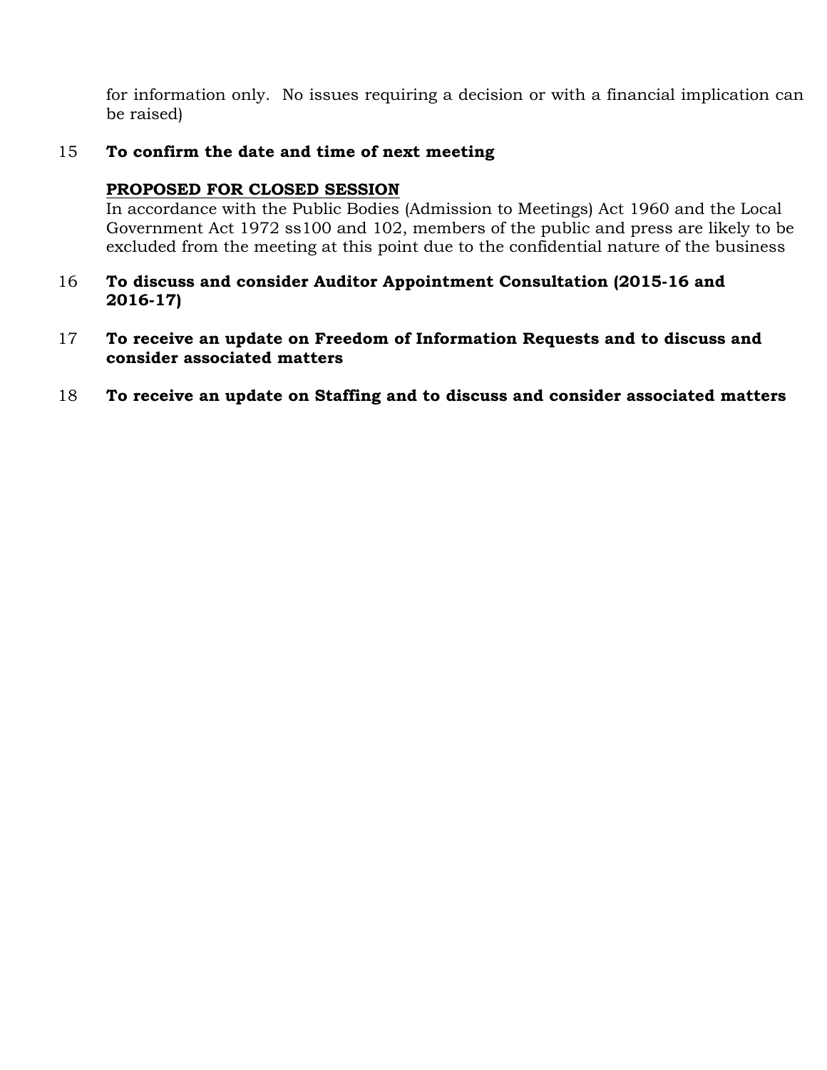for information only. No issues requiring a decision or with a financial implication can be raised)

15 **To confirm the date and time of next meeting**

**PROPOSED FOR CLOSED SESSION**

In accordance with the Public Bodies (Admission to Meetings) Act 1960 and the Local Government Act 1972 ss100 and 102, members of the public and press are likely to be excluded from the meeting at this point due to the confidential nature of the business

16 **To discuss and consider Auditor Appointment Consultation (2015-16 and 2016-17)**

17 **To receive an update on Freedom of Information Requests and to discuss and consider associated matters**

18 **To receive an update on Staffing and to discuss and consider associated matters**